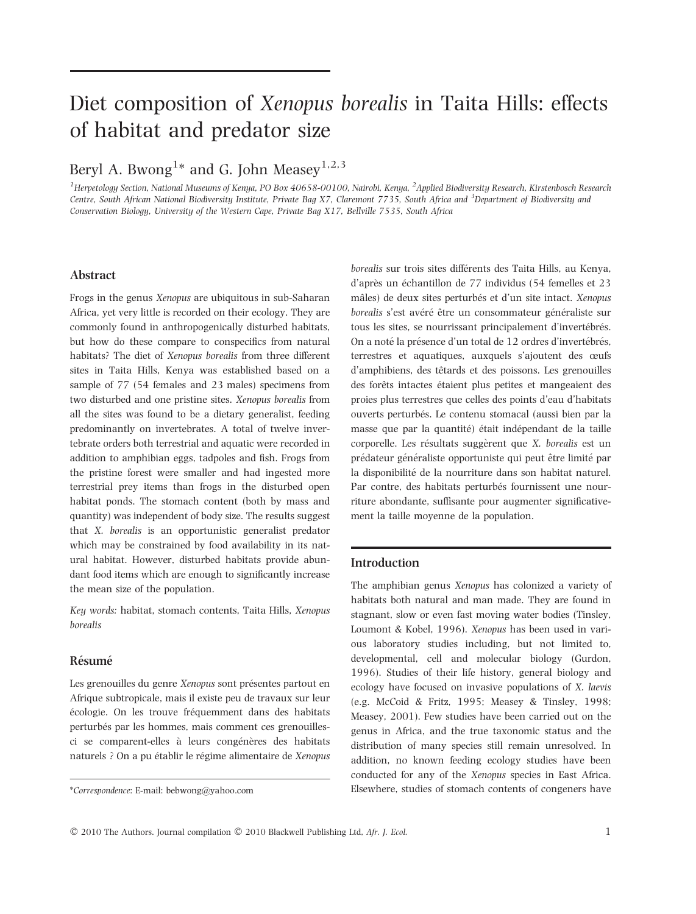# Diet composition of *Xenopus borealis* in Taita Hills: effects of habitat and predator size

Beryl A. Bwong[1]* and G. John Measey[1,2,3]

[1]*Herpetology Section, National Museums of Kenya, PO Box 40658-00100, Nairobi, Kenya,* [2]*Applied Biodiversity Research, Kirstenbosch Research Centre, South African National Biodiversity Institute, Private Bag X7, Claremont 7735, South Africa and* [3]*Department of Biodiversity and Conservation Biology, University of the Western Cape, Private Bag X17, Bellville 7535, South Africa*

## Abstract

Frogs in the genus *Xenopus* are ubiquitous in sub-Saharan Africa, yet very little is recorded on their ecology. They are commonly found in anthropogenically disturbed habitats, but how do these compare to conspecifics from natural habitats? The diet of *Xenopus borealis* from three different sites in Taita Hills, Kenya was established based on a sample of 77 (54 females and 23 males) specimens from two disturbed and one pristine sites. *Xenopus borealis* from all the sites was found to be a dietary generalist, feeding predominantly on invertebrates. A total of twelve invertebrate orders both terrestrial and aquatic were recorded in addition to amphibian eggs, tadpoles and fish. Frogs from the pristine forest were smaller and had ingested more terrestrial prey items than frogs in the disturbed open habitat ponds. The stomach content (both by mass and quantity) was independent of body size. The results suggest that *X. borealis* is an opportunistic generalist predator which may be constrained by food availability in its natural habitat. However, disturbed habitats provide abundant food items which are enough to significantly increase the mean size of the population.

*Key words:* habitat, stomach contents, Taita Hills, *Xenopus borealis*

## Résumé

Les grenouilles du genre *Xenopus* sont présentes partout en Afrique subtropicale, mais il existe peu de travaux sur leur écologie. On les trouve fréquemment dans des habitats perturbés par les hommes, mais comment ces grenouilles-ci se comparent-elles à leurs congénères des habitats naturels ? On a pu établir le régime alimentaire de *Xenopus borealis* sur trois sites différents des Taita Hills, au Kenya, d'après un échantillon de 77 individus (54 femelles et 23 mâles) de deux sites perturbés et d'un site intact. *Xenopus borealis* s'est avéré être un consommateur généraliste sur tous les sites, se nourrissant principalement d'invertébrés. On a noté la présence d'un total de 12 ordres d'invertébrés, terrestres et aquatiques, auxquels s'ajoutent des œufs d'amphibiens, des têtards et des poissons. Les grenouilles des forêts intactes étaient plus petites et mangeaient des proies plus terrestres que celles des points d'eau d'habitats ouverts perturbés. Le contenu stomacal (aussi bien par la masse que par la quantité) était indépendant de la taille corporelle. Les résultats suggèrent que *X. borealis* est un prédateur généraliste opportuniste qui peut être limité par la disponibilité de la nourriture dans son habitat naturel. Par contre, des habitats perturbés fournissent une nourriture abondante, suffisante pour augmenter significativement la taille moyenne de la population.

## Introduction

The amphibian genus *Xenopus* has colonized a variety of habitats both natural and man made. They are found in stagnant, slow or even fast moving water bodies (Tinsley, Loumont & Kobel, 1996). *Xenopus* has been used in various laboratory studies including, but not limited to, developmental, cell and molecular biology (Gurdon, 1996). Studies of their life history, general biology and ecology have focused on invasive populations of *X. laevis* (e.g. McCoid & Fritz, 1995; Measey & Tinsley, 1998; Measey, 2001). Few studies have been carried out on the genus in Africa, and the true taxonomic status and the distribution of many species still remain unresolved. In addition, no known feeding ecology studies have been conducted for any of the *Xenopus* species in East Africa. Elsewhere, studies of stomach contents of congeners have

*Correspondence*: E-mail: bebwong@yahoo.com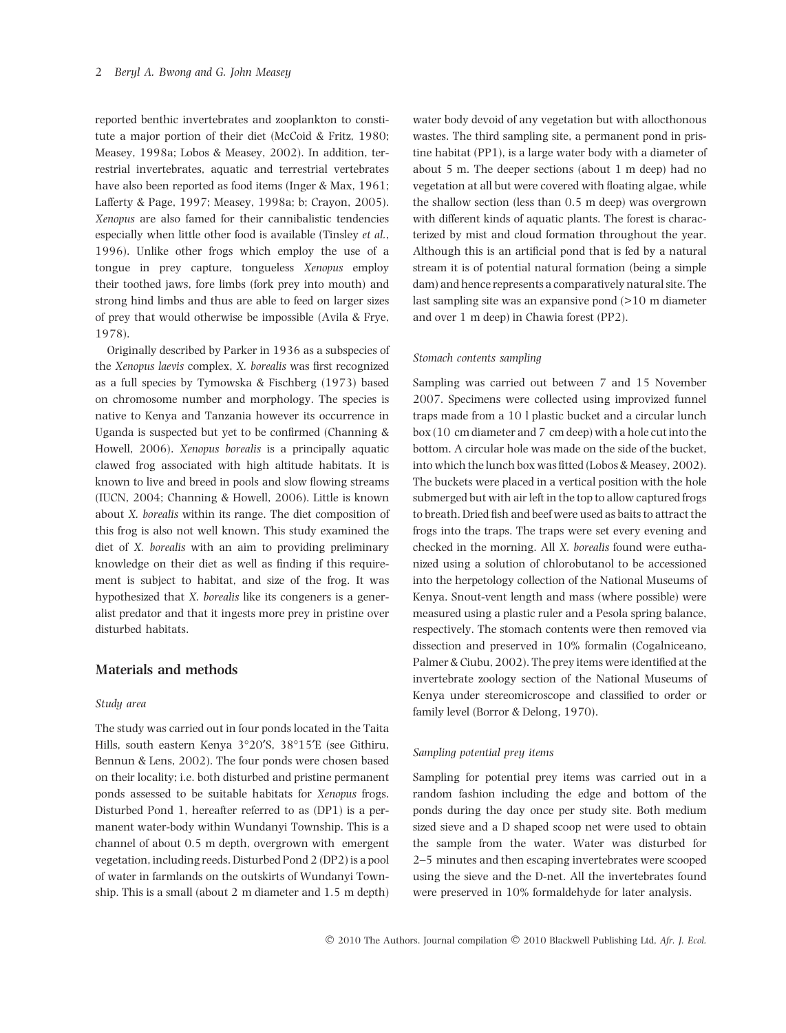reported benthic invertebrates and zooplankton to constitute a major portion of their diet (McCoid & Fritz, 1980; Measey, 1998a; Lobos & Measey, 2002). In addition, terrestrial invertebrates, aquatic and terrestrial vertebrates have also been reported as food items (Inger & Max, 1961; Lafferty & Page, 1997; Measey, 1998a; b; Crayon, 2005). *Xenopus* are also famed for their cannibalistic tendencies especially when little other food is available (Tinsley *et al.*, 1996). Unlike other frogs which employ the use of a tongue in prey capture, tongueless *Xenopus* employ their toothed jaws, fore limbs (fork prey into mouth) and strong hind limbs and thus are able to feed on larger sizes of prey that would otherwise be impossible (Avila & Frye, 1978).

Originally described by Parker in 1936 as a subspecies of the *Xenopus laevis* complex, *X. borealis* was first recognized as a full species by Tymowska & Fischberg (1973) based on chromosome number and morphology. The species is native to Kenya and Tanzania however its occurrence in Uganda is suspected but yet to be confirmed (Channing & Howell, 2006). *Xenopus borealis* is a principally aquatic clawed frog associated with high altitude habitats. It is known to live and breed in pools and slow flowing streams (IUCN, 2004; Channing & Howell, 2006). Little is known about *X. borealis* within its range. The diet composition of this frog is also not well known. This study examined the diet of *X. borealis* with an aim to providing preliminary knowledge on their diet as well as finding if this requirement is subject to habitat, and size of the frog. It was hypothesized that *X. borealis* like its congeners is a generalist predator and that it ingests more prey in pristine over disturbed habitats.

## Materials and methods

### Study area

The study was carried out in four ponds located in the Taita Hills, south eastern Kenya 3°20′S, 38°15′E (see Githiru, Bennun & Lens, 2002). The four ponds were chosen based on their locality; i.e. both disturbed and pristine permanent ponds assessed to be suitable habitats for *Xenopus* frogs. Disturbed Pond 1, hereafter referred to as (DP1) is a permanent water-body within Wundanyi Township. This is a channel of about 0.5 m depth, overgrown with emergent vegetation, including reeds. Disturbed Pond 2 (DP2) is a pool of water in farmlands on the outskirts of Wundanyi Township. This is a small (about 2 m diameter and 1.5 m depth) water body devoid of any vegetation but with allocthonous wastes. The third sampling site, a permanent pond in pristine habitat (PP1), is a large water body with a diameter of about 5 m. The deeper sections (about 1 m deep) had no vegetation at all but were covered with floating algae, while the shallow section (less than 0.5 m deep) was overgrown with different kinds of aquatic plants. The forest is characterized by mist and cloud formation throughout the year. Although this is an artificial pond that is fed by a natural stream it is of potential natural formation (being a simple dam) and hence represents a comparatively natural site. The last sampling site was an expansive pond (>10 m diameter and over 1 m deep) in Chawia forest (PP2).

### Stomach contents sampling

Sampling was carried out between 7 and 15 November 2007. Specimens were collected using improvized funnel traps made from a 10 l plastic bucket and a circular lunch box (10 cm diameter and 7 cm deep) with a hole cut into the bottom. A circular hole was made on the side of the bucket, into which the lunch box was fitted (Lobos & Measey, 2002). The buckets were placed in a vertical position with the hole submerged but with air left in the top to allow captured frogs to breath. Dried fish and beef were used as baits to attract the frogs into the traps. The traps were set every evening and checked in the morning. All *X. borealis* found were euthanized using a solution of chlorobutanol to be accessioned into the herpetology collection of the National Museums of Kenya. Snout-vent length and mass (where possible) were measured using a plastic ruler and a Pesola spring balance, respectively. The stomach contents were then removed via dissection and preserved in 10% formalin (Cogalniceano, Palmer & Ciubu, 2002). The prey items were identified at the invertebrate zoology section of the National Museums of Kenya under stereomicroscope and classified to order or family level (Borror & Delong, 1970).

### Sampling potential prey items

Sampling for potential prey items was carried out in a random fashion including the edge and bottom of the ponds during the day once per study site. Both medium sized sieve and a D shaped scoop net were used to obtain the sample from the water. Water was disturbed for 2–5 minutes and then escaping invertebrates were scooped using the sieve and the D-net. All the invertebrates found were preserved in 10% formaldehyde for later analysis.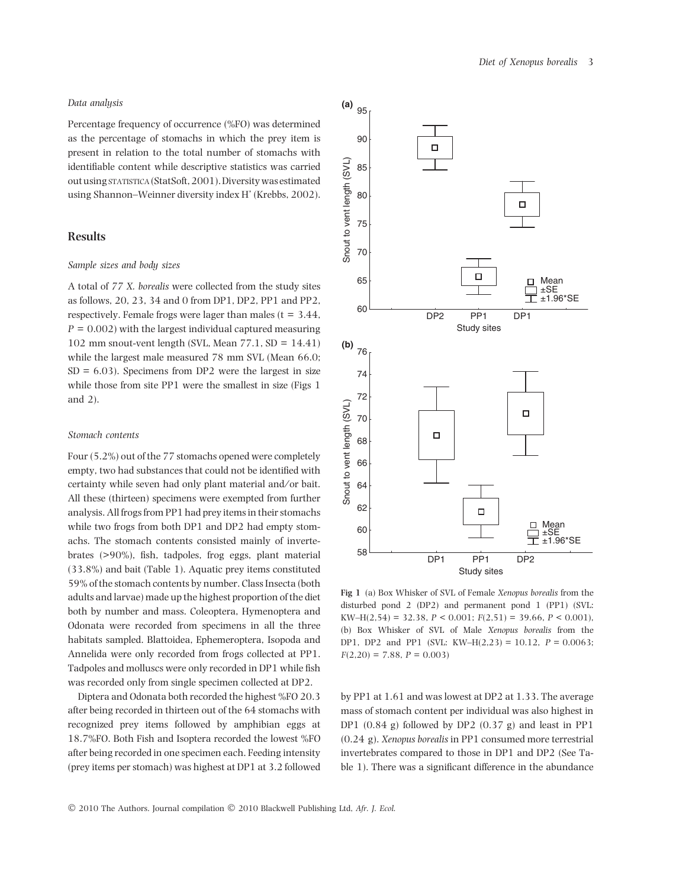*Data analysis*

Percentage frequency of occurrence (%FO) was determined as the percentage of stomachs in which the prey item is present in relation to the total number of stomachs with identifiable content while descriptive statistics was carried out using STATISTICA (StatSoft, 2001). Diversity was estimated using Shannon–Weinner diversity index H' (Krebbs, 2002).

## Results

*Sample sizes and body sizes*

A total of 77 *X. borealis* were collected from the study sites as follows, 20, 23, 34 and 0 from DP1, DP2, PP1 and PP2, respectively. Female frogs were lager than males ($t = 3.44$, $P = 0.002$) with the largest individual captured measuring 102 mm snout-vent length (SVL, Mean 77.1, SD = 14.41) while the largest male measured 78 mm SVL (Mean 66.0; SD = 6.03). Specimens from DP2 were the largest in size while those from site PP1 were the smallest in size (Figs 1 and 2).

*Stomach contents*

Four (5.2%) out of the 77 stomachs opened were completely empty, two had substances that could not be identified with certainty while seven had only plant material and/or bait. All these (thirteen) specimens were exempted from further analysis. All frogs from PP1 had prey items in their stomachs while two frogs from both DP1 and DP2 had empty stomachs. The stomach contents consisted mainly of invertebrates (>90%), fish, tadpoles, frog eggs, plant material (33.8%) and bait (Table 1). Aquatic prey items constituted 59% of the stomach contents by number. Class Insecta (both adults and larvae) made up the highest proportion of the diet both by number and mass. Coleoptera, Hymenoptera and Odonata were recorded from specimens in all the three habitats sampled. Blattoidea, Ephemeroptera, Isopoda and Annelida were only recorded from frogs collected at PP1. Tadpoles and molluscs were only recorded in DP1 while fish was recorded only from single specimen collected at DP2.

Diptera and Odonata both recorded the highest %FO 20.3 after being recorded in thirteen out of the 64 stomachs with recognized prey items followed by amphibian eggs at 18.7%FO. Both Fish and Isoptera recorded the lowest %FO after being recorded in one specimen each. Feeding intensity (prey items per stomach) was highest at DP1 at 3.2 followed by PP1 at 1.61 and was lowest at DP2 at 1.33. The average mass of stomach content per individual was also highest in DP1 (0.84 g) followed by DP2 (0.37 g) and least in PP1 (0.24 g). *Xenopus borealis* in PP1 consumed more terrestrial invertebrates compared to those in DP1 and DP2 (See Table 1). There was a significant difference in the abundance

**Fig 1** (a) Box Whisker of SVL of Female *Xenopus borealis* from the disturbed pond 2 (DP2) and permanent pond 1 (PP1) (SVL: KW–H$(2,54) = 32.38$, $P < 0.001$; $F(2,51) = 39.66$, $P < 0.001$), (b) Box Whisker of SVL of Male *Xenopus borealis* from the DP1, DP2 and PP1 (SVL: KW–H$(2,23) = 10.12$, $P = 0.0063$; $F(2,20) = 7.88$, $P = 0.003$)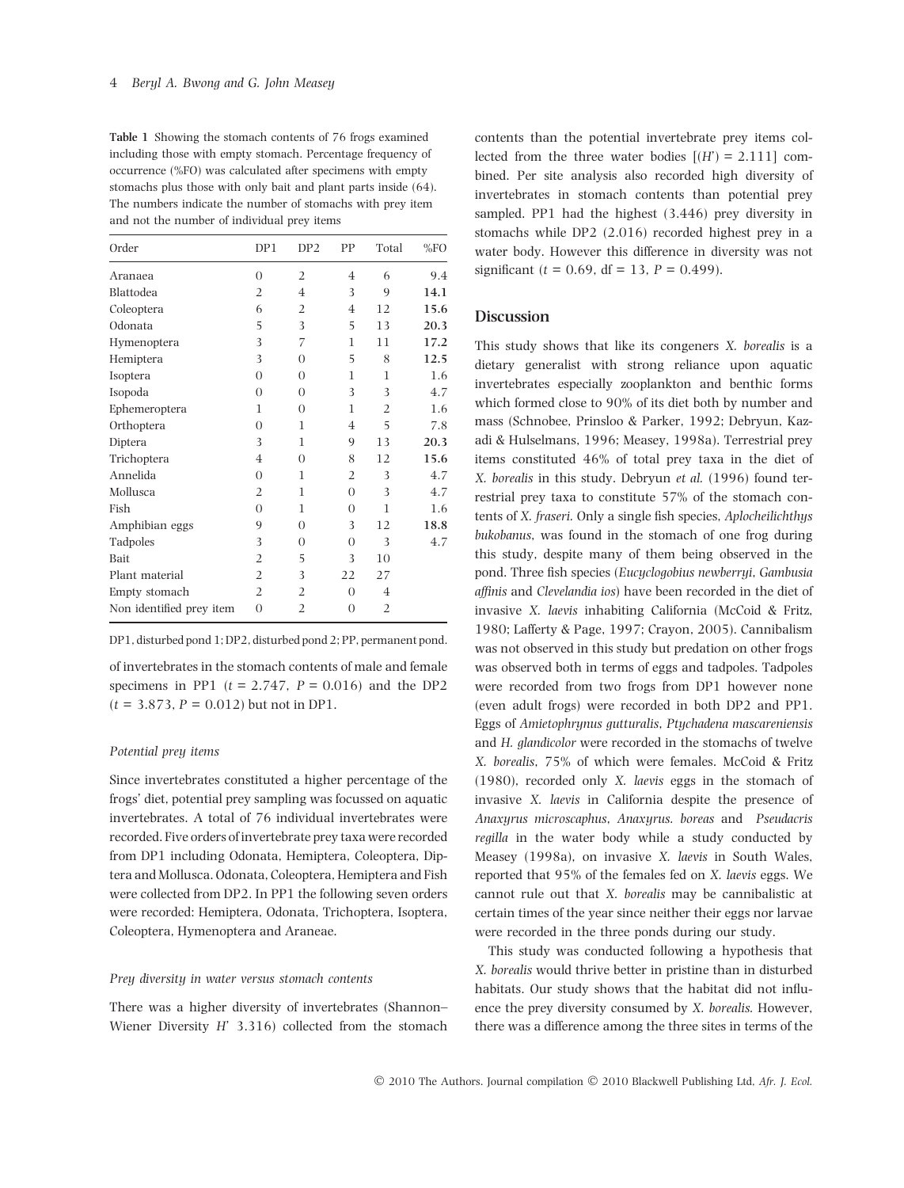**Table 1** Showing the stomach contents of 76 frogs examined including those with empty stomach. Percentage frequency of occurrence (%FO) was calculated after specimens with empty stomachs plus those with only bait and plant parts inside (64). The numbers indicate the number of stomachs with prey item and not the number of individual prey items

| Order | DP1 | DP2 | PP | Total | %FO |
|---|---|---|---|---|---|
| Aranaea | 0 | 2 | 4 | 6 | 9.4 |
| Blattodea | 2 | 4 | 3 | 9 | **14.1** |
| Coleoptera | 6 | 2 | 4 | 12 | **15.6** |
| Odonata | 5 | 3 | 5 | 13 | **20.3** |
| Hymenoptera | 3 | 7 | 1 | 11 | **17.2** |
| Hemiptera | 3 | 0 | 5 | 8 | **12.5** |
| Isoptera | 0 | 0 | 1 | 1 | 1.6 |
| Isopoda | 0 | 0 | 3 | 3 | 4.7 |
| Ephemeroptera | 1 | 0 | 1 | 2 | 1.6 |
| Orthoptera | 0 | 1 | 4 | 5 | 7.8 |
| Diptera | 3 | 1 | 9 | 13 | **20.3** |
| Trichoptera | 4 | 0 | 8 | 12 | **15.6** |
| Annelida | 0 | 1 | 2 | 3 | 4.7 |
| Mollusca | 2 | 1 | 0 | 3 | 4.7 |
| Fish | 0 | 1 | 0 | 1 | 1.6 |
| Amphibian eggs | 9 | 0 | 3 | 12 | **18.8** |
| Tadpoles | 3 | 0 | 0 | 3 | 4.7 |
| Bait | 2 | 5 | 3 | 10 | |
| Plant material | 2 | 3 | 22 | 27 | |
| Empty stomach | 2 | 2 | 0 | 4 | |
| Non identified prey item | 0 | 2 | 0 | 2 | |

DP1, disturbed pond 1; DP2, disturbed pond 2; PP, permanent pond.

of invertebrates in the stomach contents of male and female specimens in PP1 ($t = 2.747$, $P = 0.016$) and the DP2 ($t = 3.873$, $P = 0.012$) but not in DP1.

### *Potential prey items*

Since invertebrates constituted a higher percentage of the frogs' diet, potential prey sampling was focussed on aquatic invertebrates. A total of 76 individual invertebrates were recorded. Five orders of invertebrate prey taxa were recorded from DP1 including Odonata, Hemiptera, Coleoptera, Diptera and Mollusca. Odonata, Coleoptera, Hemiptera and Fish were collected from DP2. In PP1 the following seven orders were recorded: Hemiptera, Odonata, Trichoptera, Isoptera, Coleoptera, Hymenoptera and Araneae.

### *Prey diversity in water versus stomach contents*

There was a higher diversity of invertebrates (Shannon–Wiener Diversity $H'$ 3.316) collected from the stomach contents than the potential invertebrate prey items collected from the three water bodies [$(H') = 2.111$] combined. Per site analysis also recorded high diversity of invertebrates in stomach contents than potential prey sampled. PP1 had the highest (3.446) prey diversity in stomachs while DP2 (2.016) recorded highest prey in a water body. However this difference in diversity was not significant ($t = 0.69$, df = 13, $P = 0.499$).

## Discussion

This study shows that like its congeners *X. borealis* is a dietary generalist with strong reliance upon aquatic invertebrates especially zooplankton and benthic forms which formed close to 90% of its diet both by number and mass (Schnobee, Prinsloo & Parker, 1992; Debryun, Kazadi & Hulselmans, 1996; Measey, 1998a). Terrestrial prey items constituted 46% of total prey taxa in the diet of *X. borealis* in this study. Debryun *et al.* (1996) found terrestrial prey taxa to constitute 57% of the stomach contents of *X. fraseri.* Only a single fish species, *Aplocheilichthys bukobanus*, was found in the stomach of one frog during this study, despite many of them being observed in the pond. Three fish species (*Eucyclogobius newberryi*, *Gambusia affinis* and *Clevelandia ios*) have been recorded in the diet of invasive *X. laevis* inhabiting California (McCoid & Fritz, 1980; Lafferty & Page, 1997; Crayon, 2005). Cannibalism was not observed in this study but predation on other frogs was observed both in terms of eggs and tadpoles. Tadpoles were recorded from two frogs from DP1 however none (even adult frogs) were recorded in both DP2 and PP1. Eggs of *Amietophrynus gutturalis*, *Ptychadena mascareniensis* and *H. glandicolor* were recorded in the stomachs of twelve *X. borealis*, 75% of which were females. McCoid & Fritz (1980), recorded only *X. laevis* eggs in the stomach of invasive *X. laevis* in California despite the presence of *Anaxyrus microscaphus*, *Anaxyrus. boreas* and *Pseudacris regilla* in the water body while a study conducted by Measey (1998a), on invasive *X. laevis* in South Wales, reported that 95% of the females fed on *X. laevis* eggs. We cannot rule out that *X. borealis* may be cannibalistic at certain times of the year since neither their eggs nor larvae were recorded in the three ponds during our study.

This study was conducted following a hypothesis that *X. borealis* would thrive better in pristine than in disturbed habitats. Our study shows that the habitat did not influence the prey diversity consumed by *X. borealis.* However, there was a difference among the three sites in terms of the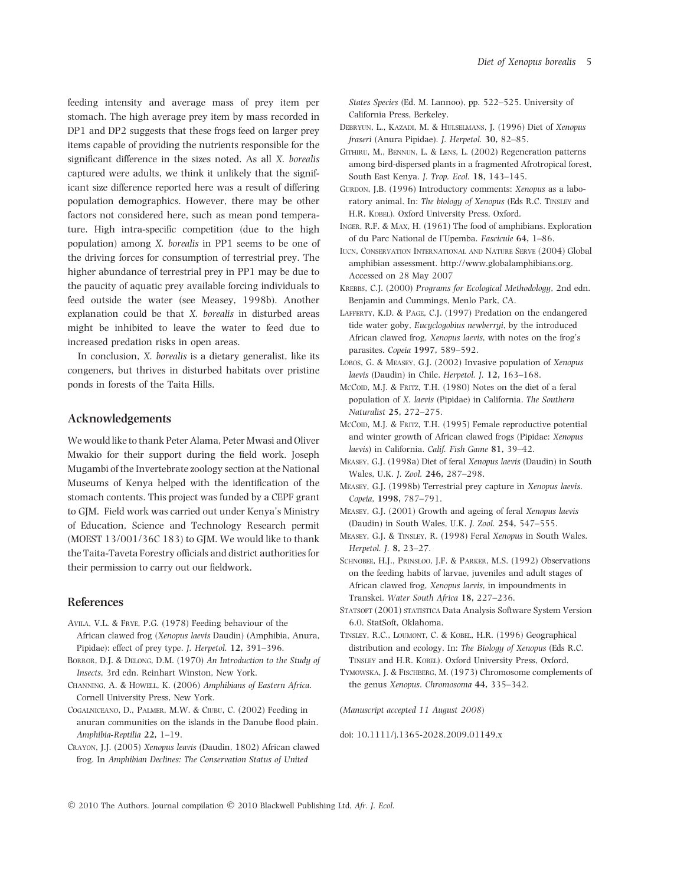feeding intensity and average mass of prey item per stomach. The high average prey item by mass recorded in DP1 and DP2 suggests that these frogs feed on larger prey items capable of providing the nutrients responsible for the significant difference in the sizes noted. As all *X. borealis* captured were adults, we think it unlikely that the significant size difference reported here was a result of differing population demographics. However, there may be other factors not considered here, such as mean pond temperature. High intra-specific competition (due to the high population) among *X. borealis* in PP1 seems to be one of the driving forces for consumption of terrestrial prey. The higher abundance of terrestrial prey in PP1 may be due to the paucity of aquatic prey available forcing individuals to feed outside the water (see Measey, 1998b). Another explanation could be that *X. borealis* in disturbed areas might be inhibited to leave the water to feed due to increased predation risks in open areas.

In conclusion, *X. borealis* is a dietary generalist, like its congeners, but thrives in disturbed habitats over pristine ponds in forests of the Taita Hills.

## Acknowledgements

We would like to thank Peter Alama, Peter Mwasi and Oliver Mwakio for their support during the field work. Joseph Mugambi of the Invertebrate zoology section at the National Museums of Kenya helped with the identification of the stomach contents. This project was funded by a CEPF grant to GJM. Field work was carried out under Kenya's Ministry of Education, Science and Technology Research permit (MOEST 13/001/36C 183) to GJM. We would like to thank the Taita-Taveta Forestry officials and district authorities for their permission to carry out our fieldwork.

## References

Avila, V.L. & Frye, P.G. (1978) Feeding behaviour of the African clawed frog (*Xenopus laevis* Daudin) (Amphibia, Anura, Pipidae): effect of prey type. *J. Herpetol.* **12,** 391–396.

Borror, D.J. & DeLong, D.M. (1970) *An Introduction to the Study of Insects*, 3rd edn. Reinhart Winston, New York.

Channing, A. & Howell, K. (2006) *Amphibians of Eastern Africa*. Cornell University Press, New York.

Cogalniceano, D., Palmer, M.W. & Ciubu, C. (2002) Feeding in anuran communities on the islands in the Danube flood plain. *Amphibia-Reptilia* **22,** 1–19.

Crayon, J.J. (2005) *Xenopus leavis* (Daudin, 1802) African clawed frog. In *Amphibian Declines: The Conservation Status of United States Species* (Ed. M. Lannoo), pp. 522–525. University of California Press, Berkeley.

Debryun, L., Kazadi, M. & Hulselmans, J. (1996) Diet of *Xenopus fraseri* (Anura Pipidae). *J. Herpetol.* **30,** 82–85.

Githiru, M., Bennun, L. & Lens, L. (2002) Regeneration patterns among bird-dispersed plants in a fragmented Afrotropical forest, South East Kenya. *J. Trop. Ecol.* **18,** 143–145.

Gurdon, J.B. (1996) Introductory comments: *Xenopus* as a laboratory animal. In: *The biology of Xenopus* (Eds R.C. Tinsley and H.R. Kobel). Oxford University Press, Oxford.

Inger, R.F. & Max, H. (1961) The food of amphibians. Exploration of du Parc National de l'Upemba. *Fascicule* **64,** 1–86.

Iucn, Conservation International and Nature Serve (2004) Global amphibian assessment. http://www.globalamphibians.org. Accessed on 28 May 2007

Krebbs, C.J. (2000) *Programs for Ecological Methodology*, 2nd edn. Benjamin and Cummings, Menlo Park, CA.

Lafferty, K.D. & Page, C.J. (1997) Predation on the endangered tide water goby, *Eucyclogobius newberryi*, by the introduced African clawed frog, *Xenopus laevis*, with notes on the frog's parasites. *Copeia* **1997,** 589–592.

Lobos, G. & Measey, G.J. (2002) Invasive population of *Xenopus laevis* (Daudin) in Chile. *Herpetol. J.* **12,** 163–168.

McCoid, M.J. & Fritz, T.H. (1980) Notes on the diet of a feral population of *X. laevis* (Pipidae) in California. *The Southern Naturalist* **25,** 272–275.

McCoid, M.J. & Fritz, T.H. (1995) Female reproductive potential and winter growth of African clawed frogs (Pipidae: *Xenopus laevis*) in California. *Calif. Fish Game* **81,** 39–42.

Measey, G.J. (1998a) Diet of feral *Xenopus laevis* (Daudin) in South Wales, U.K. *J. Zool.* **246,** 287–298.

Measey, G.J. (1998b) Terrestrial prey capture in *Xenopus laevis*. *Copeia*, **1998,** 787–791.

Measey, G.J. (2001) Growth and ageing of feral *Xenopus laevis* (Daudin) in South Wales, U.K. *J. Zool.* **254,** 547–555.

Measey, G.J. & Tinsley, R. (1998) Feral *Xenopus* in South Wales. *Herpetol. J.* **8,** 23–27.

Schnobee, H.J., Prinsloo, J.F. & Parker, M.S. (1992) Observations on the feeding habits of larvae, juveniles and adult stages of African clawed frog, *Xenopus laevis*, in impoundments in Transkei. *Water South Africa* **18,** 227–236.

Statsoft (2001) statistica Data Analysis Software System Version 6.0. StatSoft, Oklahoma.

Tinsley, R.C., Loumont, C. & Kobel, H.R. (1996) Geographical distribution and ecology. In: *The Biology of Xenopus* (Eds R.C. Tinsley and H.R. Kobel). Oxford University Press, Oxford.

Tymowska, J. & Fischberg, M. (1973) Chromosome complements of the genus *Xenopus*. *Chromosoma* **44,** 335–342.

(*Manuscript accepted 11 August 2008*)

doi: 10.1111/j.1365-2028.2009.01149.x